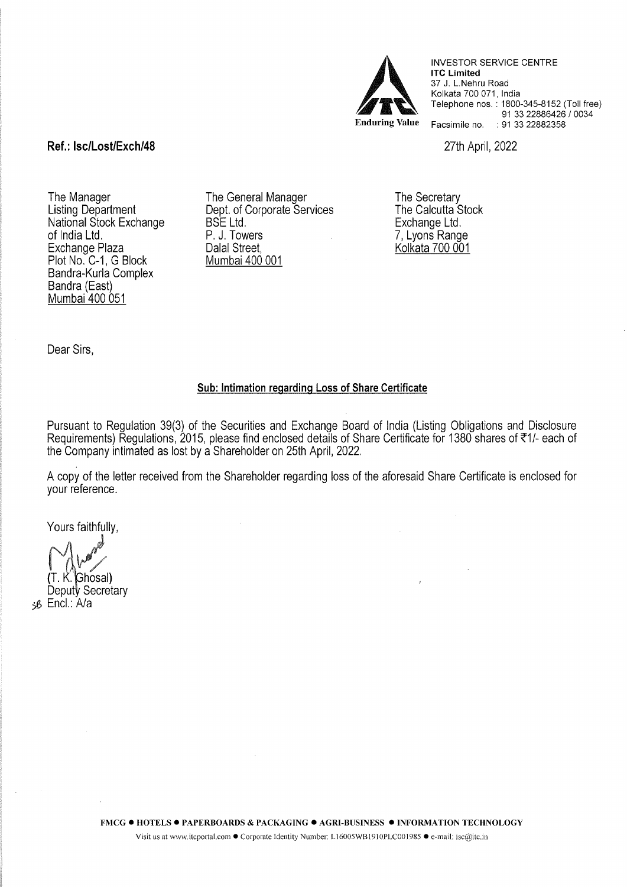INVESTOR SERVICE CENTRE
**ITC Limited**
37 J. L.Nehru Road
Kolkata 700 071, India
Telephone nos. : 1800-345-8152 (Toll free)
91 33 22886426 / 0034
Facsimile no. : 91 33 22882358

Enduring Value

**Ref.: Isc/Lost/Exch/48**

27th April, 2022

The Manager
Listing Department
National Stock Exchange of India Ltd.
Exchange Plaza
Plot No. C-1, G Block
Bandra-Kurla Complex
Bandra (East)
Mumbai 400 051

The General Manager
Dept. of Corporate Services
BSE Ltd.
P. J. Towers
Dalal Street,
Mumbai 400 001

The Secretary
The Calcutta Stock Exchange Ltd.
7, Lyons Range
Kolkata 700 001

Dear Sirs,

**Sub: Intimation regarding Loss of Share Certificate**

Pursuant to Regulation 39(3) of the Securities and Exchange Board of India (Listing Obligations and Disclosure Requirements) Regulations, 2015, please find enclosed details of Share Certificate for 1380 shares of ₹1/- each of the Company intimated as lost by a Shareholder on 25th April, 2022.

A copy of the letter received from the Shareholder regarding loss of the aforesaid Share Certificate is enclosed for your reference.

Yours faithfully,

(T. K. Ghosal)
Deputy Secretary
Encl.: A/a

FMCG ● HOTELS ● PAPERBOARDS & PACKAGING ● AGRI-BUSINESS ● INFORMATION TECHNOLOGY

Visit us at www.itcportal.com ● Corporate Identity Number: L16005WB1910PLC001985 ● e-mail: isc@itc.in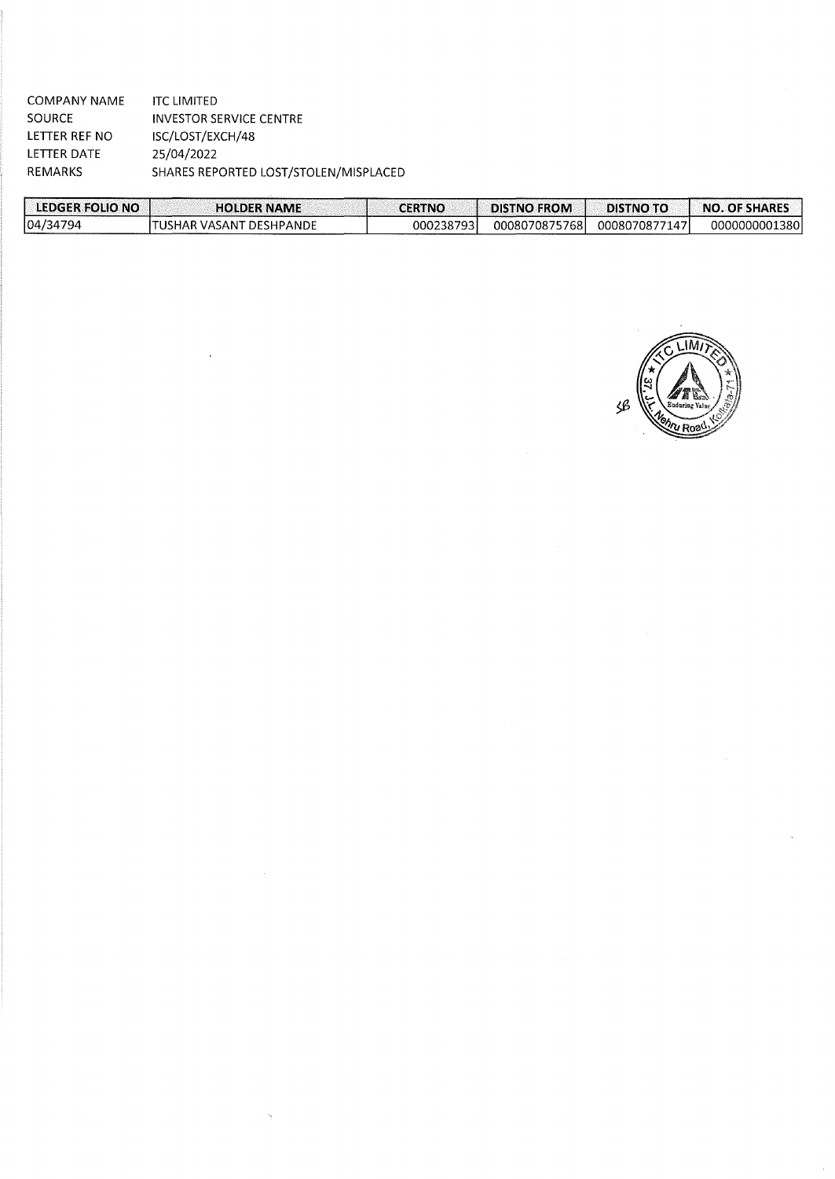| | |
|---|---|
| COMPANY NAME | ITC LIMITED |
| SOURCE | INVESTOR SERVICE CENTRE |
| LETTER REF NO | ISC/LOST/EXCH/48 |
| LETTER DATE | 25/04/2022 |
| REMARKS | SHARES REPORTED LOST/STOLEN/MISPLACED |

| LEDGER FOLIO NO | HOLDER NAME | CERTNO | DISTNO FROM | DISTNO TO | NO. OF SHARES |
|---|---|---|---|---|---|
| 04/34794 | TUSHAR VASANT DESHPANDE | 000238793 | 0008070875768 | 0008070877147 | 0000000001380 |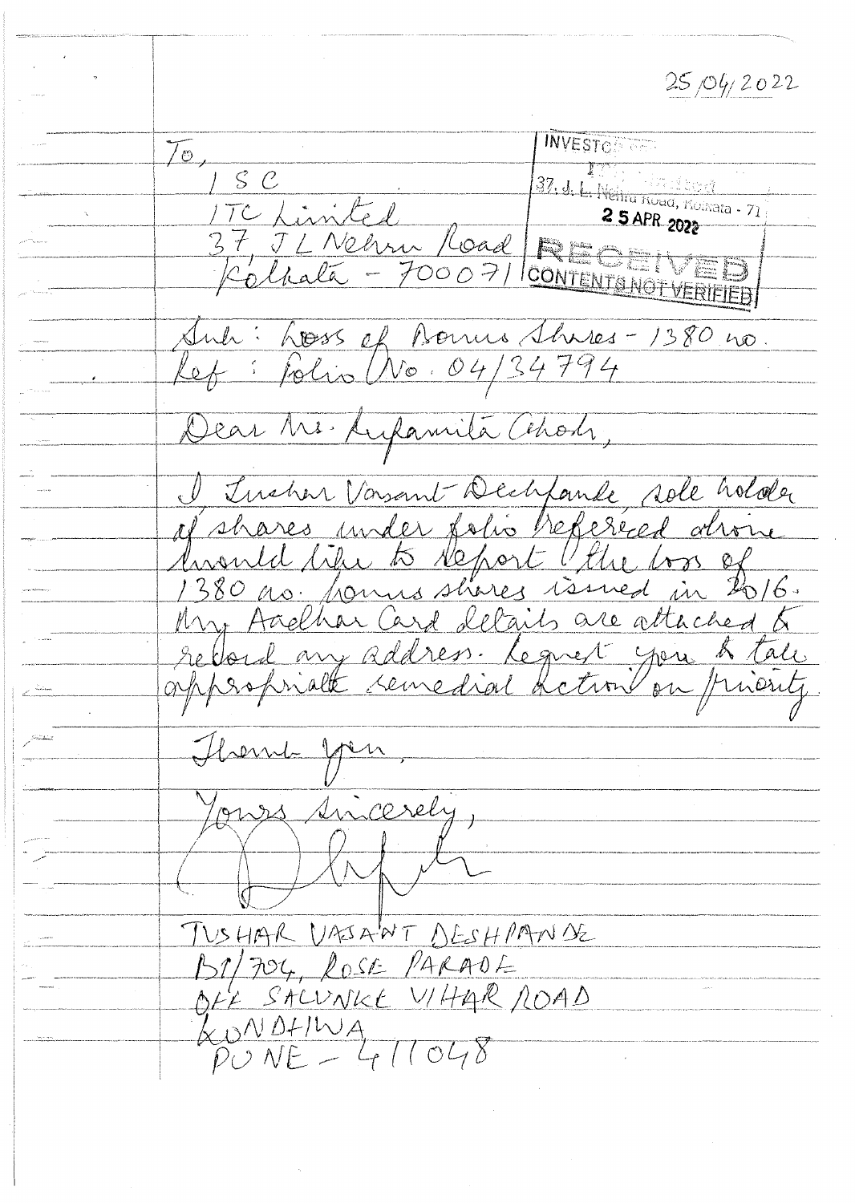25/04/2022

To,
ISC
ITC Limited
37, JL Nehru Road
Kolkata - 700071

INVESTOR ...
37, J. L. Nehru Road, Kolkata - 71
25 APR 2022
RECEIVED
CONTENTS NOT VERIFIED

Sub: Loss of Bonus Shares - 1380 no.
Ref: Folio No. 04/34794

Dear Ms. Supamita Ghosh,

I Tushar Vasant Deshpande sole holder of shares under folio referred above would like to report the loss of 1380 no. bonus shares issued in 2016. My Aadhar Card details are attached & record my address. Request you to take appropriate remedial action on priority.

Thank you.

Yours sincerely,

TUSHAR VASANT DESHPANDE
B1/704, ROSE PARADE
OFF SALUNKE VIHAR ROAD
KONDHWA
PUNE - 411048